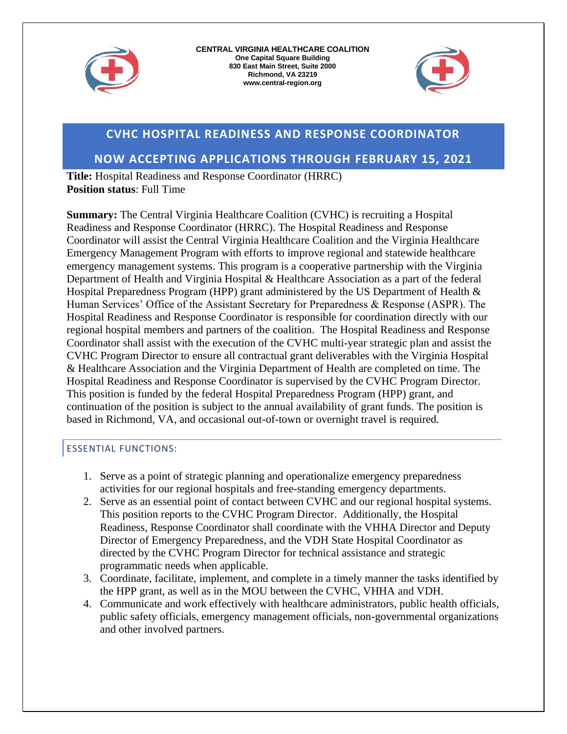**CENTRAL VIRGINIA HEALTHCARE COALITION**
**One Capital Square Building**
**830 East Main Street, Suite 2000**
**Richmond, VA 23219**
**www.central-region.org**

# CVHC HOSPITAL READINESS AND RESPONSE COORDINATOR

## NOW ACCEPTING APPLICATIONS THROUGH FEBRUARY 15, 2021

**Title:** Hospital Readiness and Response Coordinator (HRRC)
**Position status**: Full Time

**Summary:** The Central Virginia Healthcare Coalition (CVHC) is recruiting a Hospital Readiness and Response Coordinator (HRRC). The Hospital Readiness and Response Coordinator will assist the Central Virginia Healthcare Coalition and the Virginia Healthcare Emergency Management Program with efforts to improve regional and statewide healthcare emergency management systems. This program is a cooperative partnership with the Virginia Department of Health and Virginia Hospital & Healthcare Association as a part of the federal Hospital Preparedness Program (HPP) grant administered by the US Department of Health & Human Services' Office of the Assistant Secretary for Preparedness & Response (ASPR). The Hospital Readiness and Response Coordinator is responsible for coordination directly with our regional hospital members and partners of the coalition. The Hospital Readiness and Response Coordinator shall assist with the execution of the CVHC multi-year strategic plan and assist the CVHC Program Director to ensure all contractual grant deliverables with the Virginia Hospital & Healthcare Association and the Virginia Department of Health are completed on time. The Hospital Readiness and Response Coordinator is supervised by the CVHC Program Director. This position is funded by the federal Hospital Preparedness Program (HPP) grant, and continuation of the position is subject to the annual availability of grant funds. The position is based in Richmond, VA, and occasional out-of-town or overnight travel is required.

### ESSENTIAL FUNCTIONS:

1. Serve as a point of strategic planning and operationalize emergency preparedness activities for our regional hospitals and free-standing emergency departments.
2. Serve as an essential point of contact between CVHC and our regional hospital systems. This position reports to the CVHC Program Director. Additionally, the Hospital Readiness, Response Coordinator shall coordinate with the VHHA Director and Deputy Director of Emergency Preparedness, and the VDH State Hospital Coordinator as directed by the CVHC Program Director for technical assistance and strategic programmatic needs when applicable.
3. Coordinate, facilitate, implement, and complete in a timely manner the tasks identified by the HPP grant, as well as in the MOU between the CVHC, VHHA and VDH.
4. Communicate and work effectively with healthcare administrators, public health officials, public safety officials, emergency management officials, non-governmental organizations and other involved partners.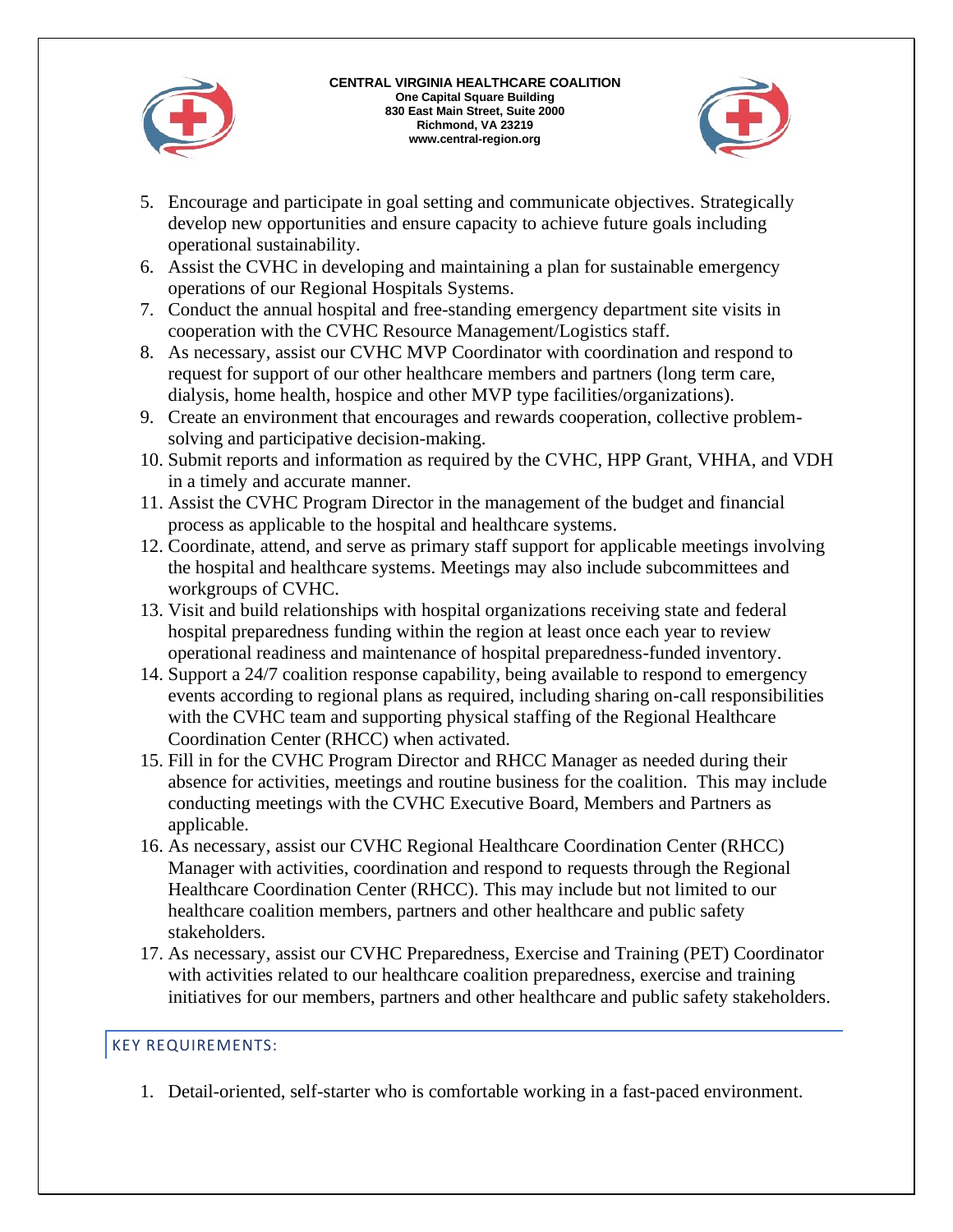5. Encourage and participate in goal setting and communicate objectives. Strategically develop new opportunities and ensure capacity to achieve future goals including operational sustainability.
6. Assist the CVHC in developing and maintaining a plan for sustainable emergency operations of our Regional Hospitals Systems.
7. Conduct the annual hospital and free-standing emergency department site visits in cooperation with the CVHC Resource Management/Logistics staff.
8. As necessary, assist our CVHC MVP Coordinator with coordination and respond to request for support of our other healthcare members and partners (long term care, dialysis, home health, hospice and other MVP type facilities/organizations).
9. Create an environment that encourages and rewards cooperation, collective problem-solving and participative decision-making.
10. Submit reports and information as required by the CVHC, HPP Grant, VHHA, and VDH in a timely and accurate manner.
11. Assist the CVHC Program Director in the management of the budget and financial process as applicable to the hospital and healthcare systems.
12. Coordinate, attend, and serve as primary staff support for applicable meetings involving the hospital and healthcare systems. Meetings may also include subcommittees and workgroups of CVHC.
13. Visit and build relationships with hospital organizations receiving state and federal hospital preparedness funding within the region at least once each year to review operational readiness and maintenance of hospital preparedness-funded inventory.
14. Support a 24/7 coalition response capability, being available to respond to emergency events according to regional plans as required, including sharing on-call responsibilities with the CVHC team and supporting physical staffing of the Regional Healthcare Coordination Center (RHCC) when activated.
15. Fill in for the CVHC Program Director and RHCC Manager as needed during their absence for activities, meetings and routine business for the coalition. This may include conducting meetings with the CVHC Executive Board, Members and Partners as applicable.
16. As necessary, assist our CVHC Regional Healthcare Coordination Center (RHCC) Manager with activities, coordination and respond to requests through the Regional Healthcare Coordination Center (RHCC). This may include but not limited to our healthcare coalition members, partners and other healthcare and public safety stakeholders.
17. As necessary, assist our CVHC Preparedness, Exercise and Training (PET) Coordinator with activities related to our healthcare coalition preparedness, exercise and training initiatives for our members, partners and other healthcare and public safety stakeholders.

## KEY REQUIREMENTS:

1. Detail-oriented, self-starter who is comfortable working in a fast-paced environment.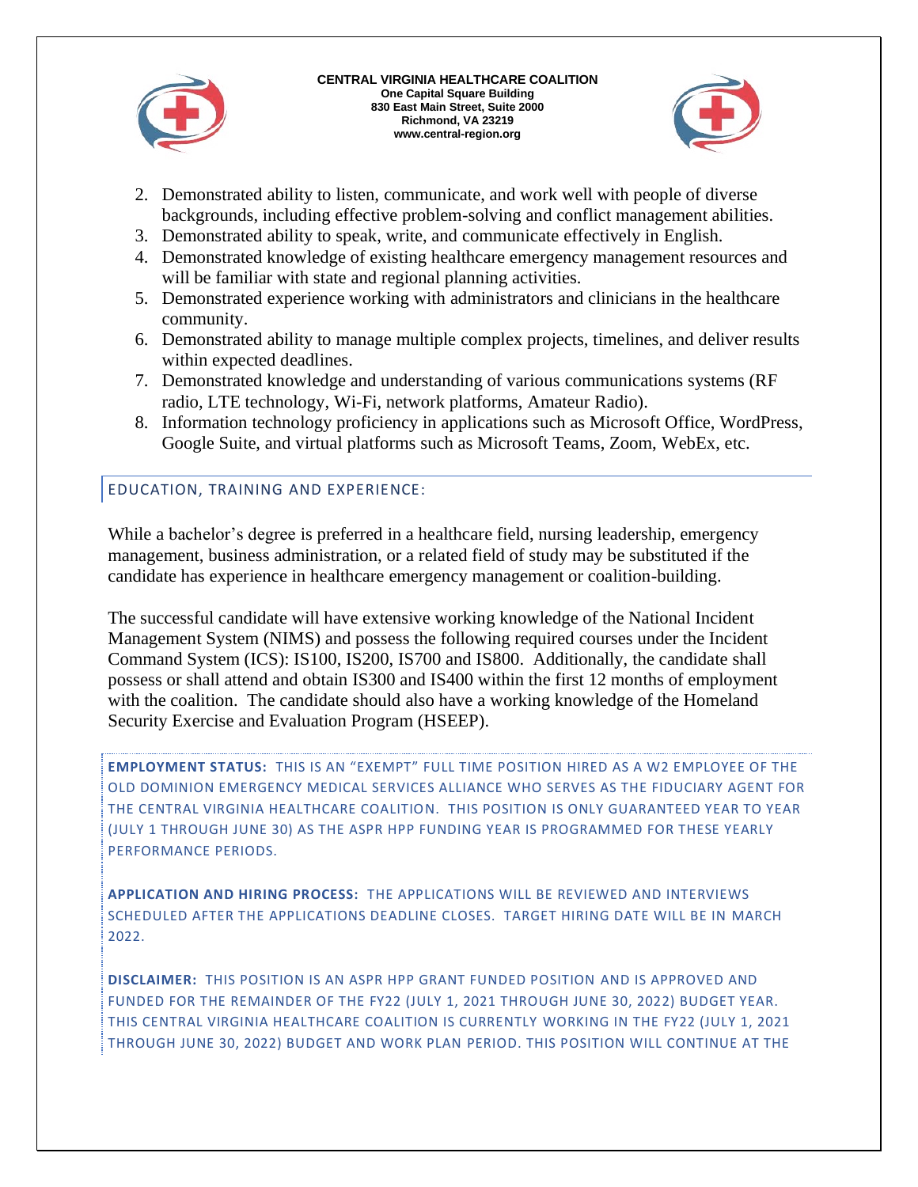2. Demonstrated ability to listen, communicate, and work well with people of diverse backgrounds, including effective problem-solving and conflict management abilities.
3. Demonstrated ability to speak, write, and communicate effectively in English.
4. Demonstrated knowledge of existing healthcare emergency management resources and will be familiar with state and regional planning activities.
5. Demonstrated experience working with administrators and clinicians in the healthcare community.
6. Demonstrated ability to manage multiple complex projects, timelines, and deliver results within expected deadlines.
7. Demonstrated knowledge and understanding of various communications systems (RF radio, LTE technology, Wi-Fi, network platforms, Amateur Radio).
8. Information technology proficiency in applications such as Microsoft Office, WordPress, Google Suite, and virtual platforms such as Microsoft Teams, Zoom, WebEx, etc.

## EDUCATION, TRAINING AND EXPERIENCE:

While a bachelor's degree is preferred in a healthcare field, nursing leadership, emergency management, business administration, or a related field of study may be substituted if the candidate has experience in healthcare emergency management or coalition-building.

The successful candidate will have extensive working knowledge of the National Incident Management System (NIMS) and possess the following required courses under the Incident Command System (ICS): IS100, IS200, IS700 and IS800. Additionally, the candidate shall possess or shall attend and obtain IS300 and IS400 within the first 12 months of employment with the coalition. The candidate should also have a working knowledge of the Homeland Security Exercise and Evaluation Program (HSEEP).

**EMPLOYMENT STATUS:** THIS IS AN "EXEMPT" FULL TIME POSITION HIRED AS A W2 EMPLOYEE OF THE OLD DOMINION EMERGENCY MEDICAL SERVICES ALLIANCE WHO SERVES AS THE FIDUCIARY AGENT FOR THE CENTRAL VIRGINIA HEALTHCARE COALITION. THIS POSITION IS ONLY GUARANTEED YEAR TO YEAR (JULY 1 THROUGH JUNE 30) AS THE ASPR HPP FUNDING YEAR IS PROGRAMMED FOR THESE YEARLY PERFORMANCE PERIODS.

**APPLICATION AND HIRING PROCESS:** THE APPLICATIONS WILL BE REVIEWED AND INTERVIEWS SCHEDULED AFTER THE APPLICATIONS DEADLINE CLOSES. TARGET HIRING DATE WILL BE IN MARCH 2022.

**DISCLAIMER:** THIS POSITION IS AN ASPR HPP GRANT FUNDED POSITION AND IS APPROVED AND FUNDED FOR THE REMAINDER OF THE FY22 (JULY 1, 2021 THROUGH JUNE 30, 2022) BUDGET YEAR. THIS CENTRAL VIRGINIA HEALTHCARE COALITION IS CURRENTLY WORKING IN THE FY22 (JULY 1, 2021 THROUGH JUNE 30, 2022) BUDGET AND WORK PLAN PERIOD. THIS POSITION WILL CONTINUE AT THE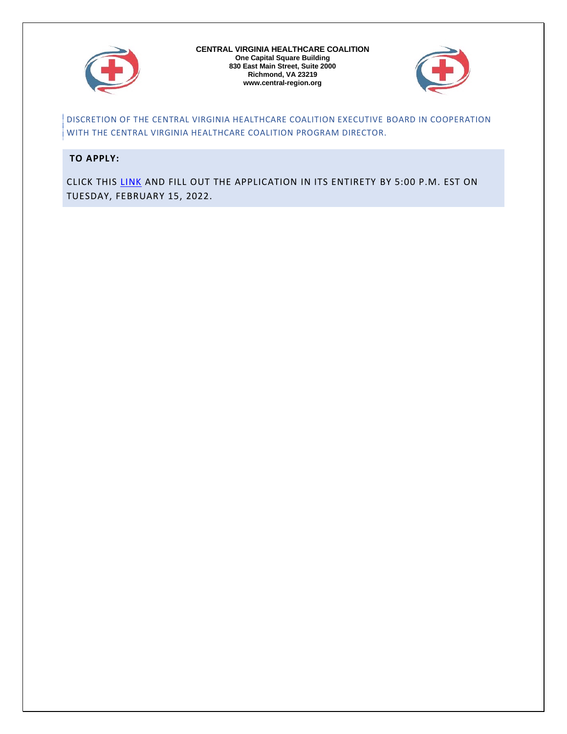**CENTRAL VIRGINIA HEALTHCARE COALITION**
**One Capital Square Building**
**830 East Main Street, Suite 2000**
**Richmond, VA 23219**
**www.central-region.org**

DISCRETION OF THE CENTRAL VIRGINIA HEALTHCARE COALITION EXECUTIVE BOARD IN COOPERATION WITH THE CENTRAL VIRGINIA HEALTHCARE COALITION PROGRAM DIRECTOR.

**TO APPLY:**

CLICK THIS LINK AND FILL OUT THE APPLICATION IN ITS ENTIRETY BY 5:00 P.M. EST ON TUESDAY, FEBRUARY 15, 2022.